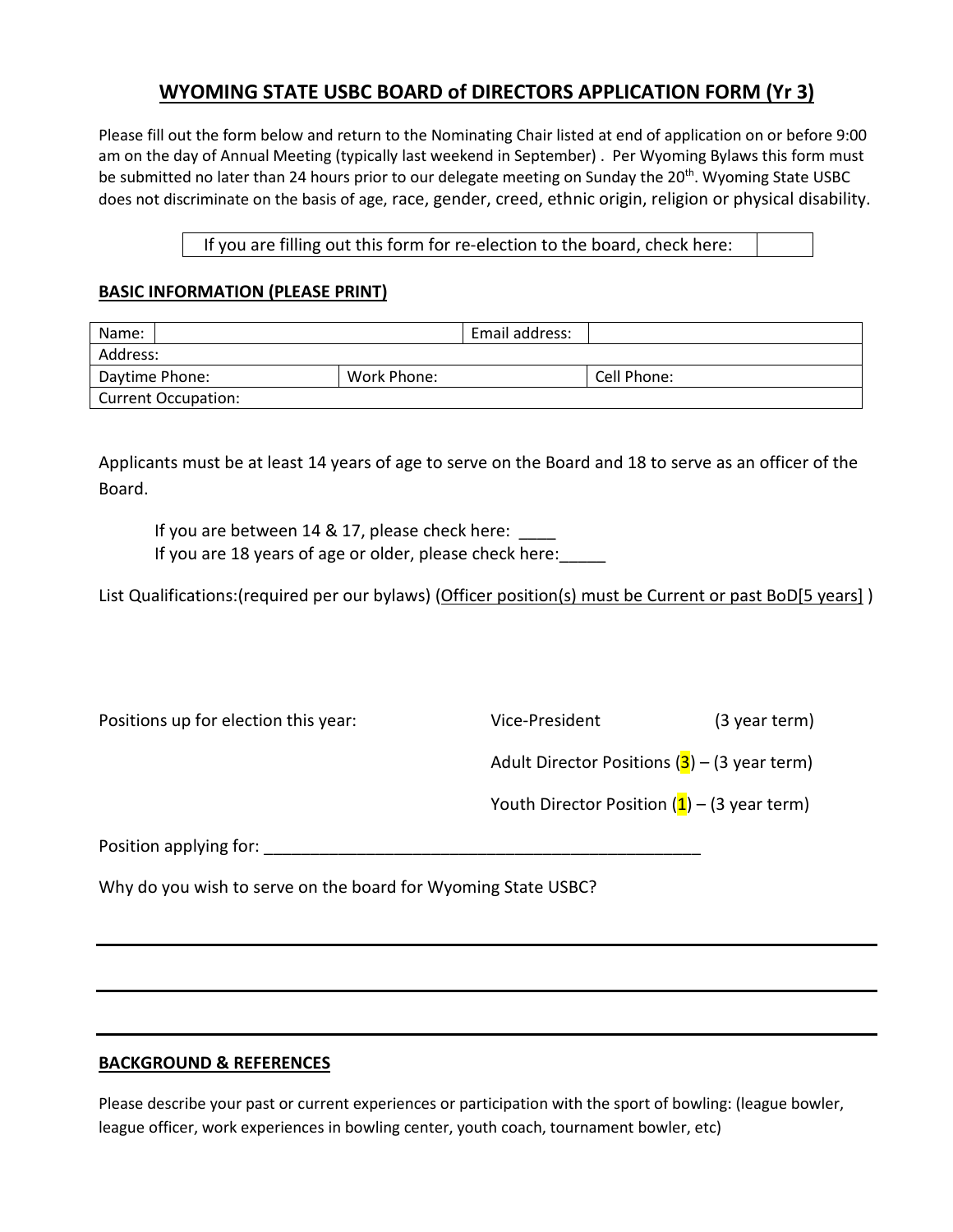# WYOMING STATE USBC BOARD of DIRECTORS APPLICATION FORM (Yr 3)

Please fill out the form below and return to the Nominating Chair listed at end of application on or before 9:00 am on the day of Annual Meeting (typically last weekend in September) . Per Wyoming Bylaws this form must be submitted no later than 24 hours prior to our delegate meeting on Sunday the 20th. Wyoming State USBC does not discriminate on the basis of age, race, gender, creed, ethnic origin, religion or physical disability.

| | |
|---|---|
| If you are filling out this form for re-election to the board, check here: | |

**BASIC INFORMATION (PLEASE PRINT)**

| | | | |
|---|---|---|---|
| Name: | | Email address: | |
| Address: | | | |
| Daytime Phone: | Work Phone: | | Cell Phone: |
| Current Occupation: | | | |

Applicants must be at least 14 years of age to serve on the Board and 18 to serve as an officer of the Board.

If you are between 14 & 17, please check here: ____
If you are 18 years of age or older, please check here:_____

List Qualifications:(required per our bylaws) (Officer position(s) must be Current or past BoD[5 years] )

Positions up for election this year:

- Vice-President (3 year term)
- Adult Director Positions (3) – (3 year term)
- Youth Director Position (1) – (3 year term)

Position applying for: _______________________________________________

Why do you wish to serve on the board for Wyoming State USBC?

**BACKGROUND & REFERENCES**

Please describe your past or current experiences or participation with the sport of bowling: (league bowler, league officer, work experiences in bowling center, youth coach, tournament bowler, etc)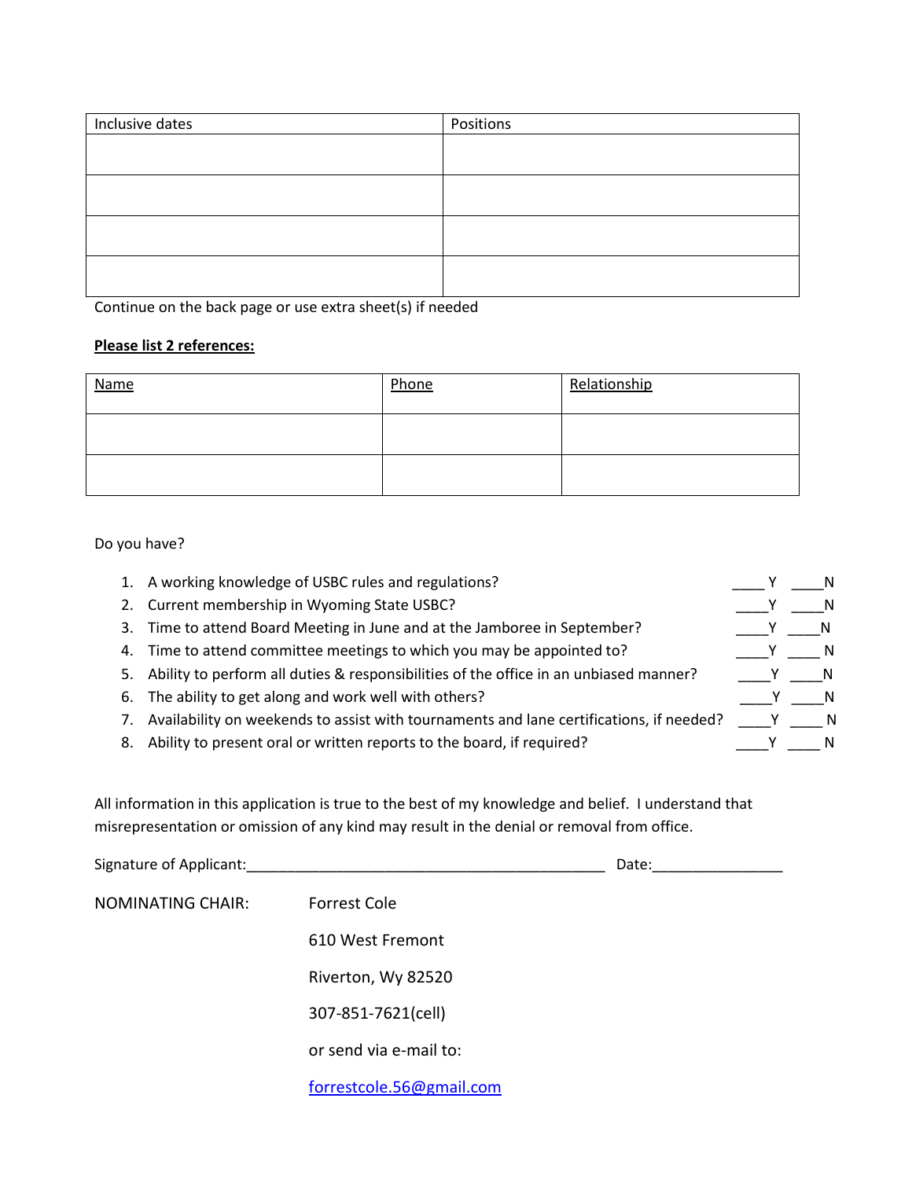| Inclusive dates | Positions |
|---|---|
| | |
| | |
| | |
| | |

Continue on the back page or use extra sheet(s) if needed

**Please list 2 references:**

| Name | Phone | Relationship |
|---|---|---|
| | | |
| | | |

Do you have?

1. A working knowledge of USBC rules and regulations? ____ Y ____N
2. Current membership in Wyoming State USBC? ____Y ____N
3. Time to attend Board Meeting in June and at the Jamboree in September? ____Y ____N
4. Time to attend committee meetings to which you may be appointed to? ____Y ____ N
5. Ability to perform all duties & responsibilities of the office in an unbiased manner? ____Y ____N
6. The ability to get along and work well with others? ____Y ____N
7. Availability on weekends to assist with tournaments and lane certifications, if needed? ____Y ____ N
8. Ability to present oral or written reports to the board, if required? ____Y ____ N

All information in this application is true to the best of my knowledge and belief. I understand that misrepresentation or omission of any kind may result in the denial or removal from office.

Signature of Applicant:_____________________________________________ Date:________________

NOMINATING CHAIR: Forrest Cole

610 West Fremont

Riverton, Wy 82520

307-851-7621(cell)

or send via e-mail to:

forrestcole.56@gmail.com